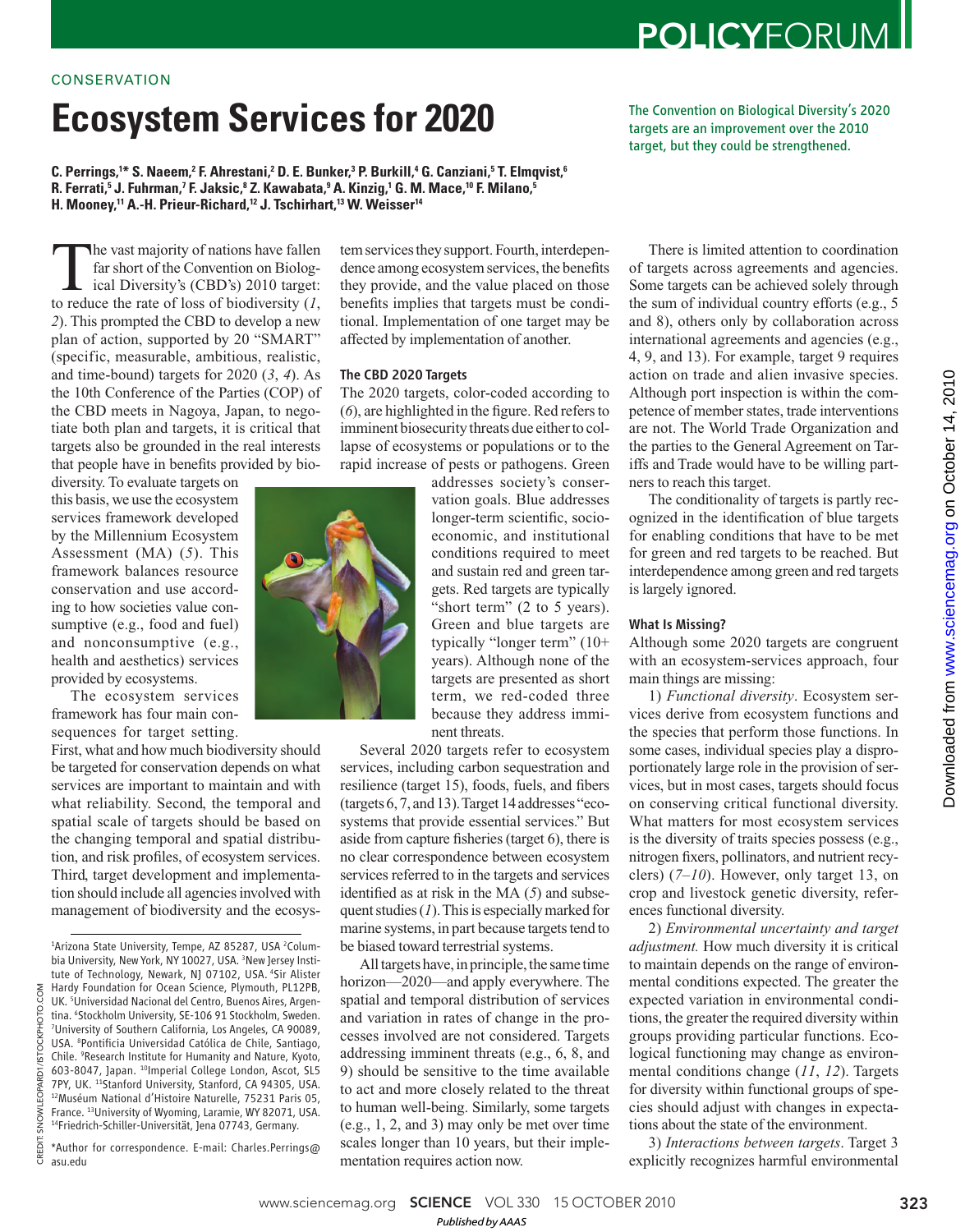CONSERVATION

# Ecosystem Services for 2020

The Convention on Biological Diversity's 2020 targets are an improvement over the 2010 target, but they could be strengthened.

**C. Perrings,[1]* S. Naeem,[2] F. Ahrestani,[2] D. E. Bunker,[3] P. Burkill,[4] G. Canziani,[5] T. Elmqvist,[6] R. Ferrati,[5] J. Fuhrman,[7] F. Jaksic,[8] Z. Kawabata,[9] A. Kinzig,[1] G. M. Mace,[10] F. Milano,[5] H. Mooney,[11] A.-H. Prieur-Richard,[12] J. Tschirhart,[13] W. Weisser[14]**

The vast majority of nations have fallen far short of the Convention on Biological Diversity's (CBD's) 2010 target: to reduce the rate of loss of biodiversity (*1*, *2*). This prompted the CBD to develop a new plan of action, supported by 20 "SMART" (specific, measurable, ambitious, realistic, and time-bound) targets for 2020 (*3*, *4*). As the 10th Conference of the Parties (COP) of the CBD meets in Nagoya, Japan, to negotiate both plan and targets, it is critical that targets also be grounded in the real interests that people have in benefits provided by biodiversity. To evaluate targets on this basis, we use the ecosystem services framework developed by the Millennium Ecosystem Assessment (MA) (*5*). This framework balances resource conservation and use according to how societies value consumptive (e.g., food and fuel) and nonconsumptive (e.g., health and aesthetics) services provided by ecosystems.

The ecosystem services framework has four main consequences for target setting. First, what and how much biodiversity should be targeted for conservation depends on what services are important to maintain and with what reliability. Second, the temporal and spatial scale of targets should be based on the changing temporal and spatial distribution, and risk profiles, of ecosystem services. Third, target development and implementation should include all agencies involved with management of biodiversity and the ecosystem services they support. Fourth, interdependence among ecosystem services, the benefits they provide, and the value placed on those benefits implies that targets must be conditional. Implementation of one target may be affected by implementation of another.

### The CBD 2020 Targets

The 2020 targets, color-coded according to (*6*), are highlighted in the figure. Red refers to imminent biosecurity threats due either to collapse of ecosystems or populations or to the rapid increase of pests or pathogens. Green addresses society's conservation goals. Blue addresses longer-term scientific, socioeconomic, and institutional conditions required to meet and sustain red and green targets. Red targets are typically "short term" (2 to 5 years). Green and blue targets are typically "longer term" (10+ years). Although none of the targets are presented as short term, we red-coded three because they address imminent threats.

Several 2020 targets refer to ecosystem services, including carbon sequestration and resilience (target 15), foods, fuels, and fibers (targets 6, 7, and 13). Target 14 addresses "ecosystems that provide essential services." But aside from capture fisheries (target 6), there is no clear correspondence between ecosystem services referred to in the targets and services identified as at risk in the MA (*5*) and subsequent studies (*1*). This is especially marked for marine systems, in part because targets tend to be biased toward terrestrial systems.

All targets have, in principle, the same time horizon—2020—and apply everywhere. The spatial and temporal distribution of services and variation in rates of change in the processes involved are not considered. Targets addressing imminent threats (e.g., 6, 8, and 9) should be sensitive to the time available to act and more closely related to the threat to human well-being. Similarly, some targets (e.g., 1, 2, and 3) may only be met over time scales longer than 10 years, but their implementation requires action now.

There is limited attention to coordination of targets across agreements and agencies. Some targets can be achieved solely through the sum of individual country efforts (e.g., 5 and 8), others only by collaboration across international agreements and agencies (e.g., 4, 9, and 13). For example, target 9 requires action on trade and alien invasive species. Although port inspection is within the competence of member states, trade interventions are not. The World Trade Organization and the parties to the General Agreement on Tariffs and Trade would have to be willing partners to reach this target.

The conditionality of targets is partly recognized in the identification of blue targets for enabling conditions that have to be met for green and red targets to be reached. But interdependence among green and red targets is largely ignored.

### What Is Missing?

Although some 2020 targets are congruent with an ecosystem-services approach, four main things are missing:

1) *Functional diversity*. Ecosystem services derive from ecosystem functions and the species that perform those functions. In some cases, individual species play a disproportionately large role in the provision of services, but in most cases, targets should focus on conserving critical functional diversity. What matters for most ecosystem services is the diversity of traits species possess (e.g., nitrogen fixers, pollinators, and nutrient recyclers) (*7*–*10*). However, only target 13, on crop and livestock genetic diversity, references functional diversity.

2) *Environmental uncertainty and target adjustment.* How much diversity it is critical to maintain depends on the range of environmental conditions expected. The greater the expected variation in environmental conditions, the greater the required diversity within groups providing particular functions. Ecological functioning may change as environmental conditions change (*11*, *12*). Targets for diversity within functional groups of species should adjust with changes in expectations about the state of the environment.

3) *Interactions between targets*. Target 3 explicitly recognizes harmful environmental

---

[1]Arizona State University, Tempe, AZ 85287, USA [2]Columbia University, New York, NY 10027, USA. [3]New Jersey Institute of Technology, Newark, NJ 07102, USA. [4]Sir Alister Hardy Foundation for Ocean Science, Plymouth, PL12PB, UK. [5]Universidad Nacional del Centro, Buenos Aires, Argentina. [6]Stockholm University, SE-106 91 Stockholm, Sweden. [7]University of Southern California, Los Angeles, CA 90089, USA. [8]Pontificia Universidad Católica de Chile, Santiago, Chile. [9]Research Institute for Humanity and Nature, Kyoto, 603-8047, Japan. [10]Imperial College London, Ascot, SL5 7PY, UK. [11]Stanford University, Stanford, CA 94305, USA. [12]Muséum National d'Histoire Naturelle, 75231 Paris 05, France. [13]University of Wyoming, Laramie, WY 82071, USA. [14]Friedrich-Schiller-Universität, Jena 07743, Germany.

*Author for correspondence. E-mail: Charles.Perrings@asu.edu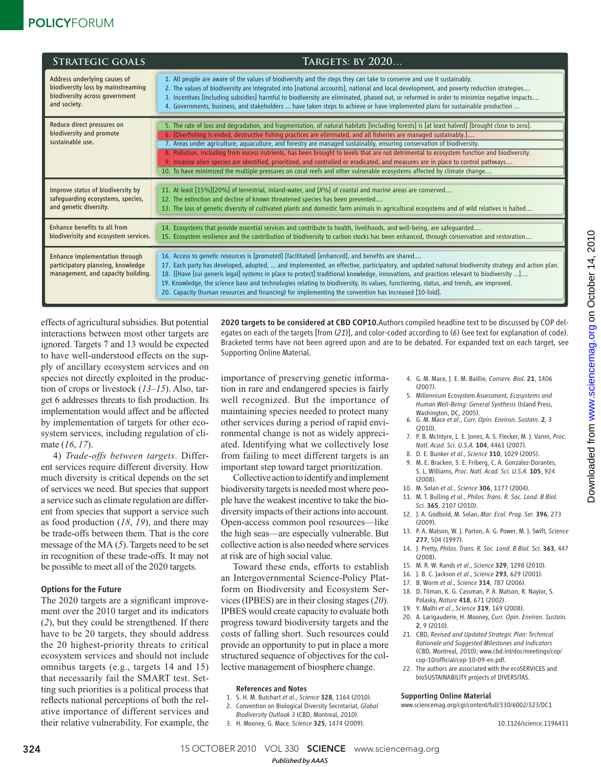| Strategic Goals | Targets: by 2020… |
|---|---|
| Address underlying causes of biodiversity loss by mainstreaming biodiversity across government and society. | 1. All people are aware of the values of biodiversity and the steps they can take to conserve and use it sustainably.<br>2. The values of biodiversity are integrated into [national accounts], national and local development, and poverty reduction strategies….<br>3. Incentives [including subsidies] harmful to biodiversity are eliminated, phased out, or reformed in order to minimize negative impacts….<br>4. Governments, business, and stakeholders … have taken steps to achieve or have implemented plans for sustainable production … |
| Reduce direct pressures on biodiversity and promote sustainable use. | 5. The rate of loss and degradation, and fragmentation, of natural habitats [including forests] is [at least halved] [brought close to zero].<br>6. [Overfishing is ended, destructive fishing practices are eliminated, and all fisheries are managed sustainably.]….<br>7. Areas under agriculture, aquaculture, and forestry are managed sustainably, ensuring conservation of biodiversity.<br>8. Pollution, including from excess nutrients, has been brought to levels that are not detrimental to ecosystem function and biodiversity.<br>9. Invasive alien species are identified, prioritized, and controlled or eradicated, and measures are in place to control pathways….<br>10. To have minimized the multiple pressures on coral reefs and other vulnerable ecosystems affected by climate change…. |
| Improve status of biodiversity by safeguarding ecosystems, species, and genetic diversity. | 11. At least [15%][20%] of terrestrial, inland-water, and [X%] of coastal and marine areas are conserved….<br>12. The extinction and decline of known threatened species has been prevented….<br>13. The loss of genetic diversity of cultivated plants and domestic farm animals in agricultural ecosystems and of wild relatives is halted…. |
| Enhance benefits to all from biodiverisity and ecosystem services. | 14. Ecosystems that provide essential services and contribute to health, livelihoods, and well-being, are safeguarded….<br>15. Ecosystem resilience and the contribution of biodiversity to carbon stocks has been enhanced, through conservation and restoration…. |
| Enhance implementation through participatory planning, knowledge management, and capacity building. | 16. Access to genetic resources is [promoted] [facilitated] [enhanced], and benefits are shared….<br>17. Each party has developed, adopted, … and implemented, an effective, participatory, and updated national biodiversity strategy and action plan.<br>18. [[Have [sui generis legal] systems in place to protect] traditional knowledge, innovations, and practices relevant to biodiversity …]….<br>19. Knowledge, the science base and technologies relating to biodiversity, its values, functioning, status, and trends, are improved.<br>20. Capacity (human resources and financing) for implementing the convention has increased [10-fold]. |

**2020 targets to be considered at CBD COP10.** Authors compiled headline text to be discussed by COP delegates on each of the targets [from (21)], and color-coded according to (6) (see text for explanation of code). Bracketed terms have not been agreed upon and are to be debated. For expanded text on each target, see Supporting Online Material.

effects of agricultural subsidies. But potential interactions between most other targets are ignored. Targets 7 and 13 would be expected to have well-understood effects on the supply of ancillary ecosystem services and on species not directly exploited in the production of crops or livestock (*13*–*15*). Also, target 6 addresses threats to fish production. Its implementation would affect and be affected by implementation of targets for other ecosystem services, including regulation of climate (*16*, *17*).

4) *Trade-offs between targets*. Different services require different diversity. How much diversity is critical depends on the set of services we need. But species that support a service such as climate regulation are different from species that support a service such as food production (*18*, *19*), and there may be trade-offs between them. That is the core message of the MA (*5*). Targets need to be set in recognition of these trade-offs. It may not be possible to meet all of the 2020 targets.

### Options for the Future

The 2020 targets are a significant improvement over the 2010 target and its indicators (*2*), but they could be strengthened. If there have to be 20 targets, they should address the 20 highest-priority threats to critical ecosystem services and should not include omnibus targets (e.g., targets 14 and 15) that necessarily fail the SMART test. Setting such priorities is a political process that reflects national perceptions of both the relative importance of different services and their relative vulnerability. For example, the importance of preserving genetic information in rare and endangered species is fairly well recognized. But the importance of maintaining species needed to protect many other services during a period of rapid environmental change is not as widely appreciated. Identifying what we collectively lose from failing to meet different targets is an important step toward target prioritization.

Collective action to identify and implement biodiversity targets is needed most where people have the weakest incentive to take the biodiversity impacts of their actions into account. Open-access common pool resources—like the high seas—are especially vulnerable. But collective action is also needed where services at risk are of high social value.

Toward these ends, efforts to establish an Intergovernmental Science-Policy Platform on Biodiversity and Ecosystem Services (IPBES) are in their closing stages (*20*). IPBES would create capacity to evaluate both progress toward biodiversity targets and the costs of falling short. Such resources could provide an opportunity to put in place a more structured sequence of objectives for the collective management of biosphere change.

### References and Notes

1. S. H. M. Butchart *et al.*, *Science* **328**, 1164 (2010).
2. Convention on Biological Diversity Secretariat, *Global Biodiversity Outlook 3* (CBD, Montreal, 2010).
3. H. Mooney, G. Mace, *Science* **325**, 1474 (2009).
4. G. M. Mace, J. E. M. Baillie, *Conserv. Biol.* **21**, 1406 (2007).
5. Millennium Ecosystem Assessment, *Ecosystems and Human Well-Being: General Synthesis* (Island Press, Washington, DC, 2005).
6. G. M. Mace *et al.*, *Curr. Opin. Environ. Sustain.* **2**, 3 (2010).
7. P. B. McIntyre, L. E. Jones, A. S. Flecker, M. J. Vanni, *Proc. Natl. Acad. Sci. U.S.A.* **104**, 4461 (2007).
8. D. E. Bunker *et al.*, *Science* **310**, 1029 (2005).
9. M. E. Bracken, S. E. Friberg, C. A. Gonzalez-Dorantes, S. L. Williams, *Proc. Natl. Acad. Sci. U.S.A.* **105**, 924 (2008).
10. M. Solan *et al.*, *Science* **306**, 1177 (2004).
11. M. T. Bulling *et al.*, *Philos. Trans. R. Soc. Lond. B Biol. Sci.* **365**, 2107 (2010).
12. J. A. Godbold, M. Solan, *Mar. Ecol. Prog. Ser.* **396**, 273 (2009).
13. P. A. Matson, W. J. Parton, A. G. Power, M. J. Swift, *Science* **277**, 504 (1997).
14. J. Pretty, *Philos. Trans. R. Soc. Lond. B Biol. Sci.* **363**, 447 (2008).
15. M. R. W. Rands *et al.*, *Science* **329**, 1298 (2010).
16. J. B. C. Jackson *et al.*, *Science* **293**, 629 (2001).
17. B. Worm *et al.*, *Science* **314**, 787 (2006).
18. D. Tilman, K. G. Cassman, P. A. Matson, R. Naylor, S. Polasky, *Nature* **418**, 671 (2002).
19. Y. Malhi *et al.*, *Science* **319**, 169 (2008).
20. A. Larigauderie, H. Mooney, *Curr. Opin. Environ. Sustain.* **2**, 9 (2010).
21. CBD, *Revised and Updated Strategic Plan: Technical Rationale and Suggested Milestones and Indicators* (CBD, Montreal, 2010); www.cbd.int/doc/meetings/cop/cop-10/official/cop-10-09-en.pdf.
22. The authors are associated with the ecoSERVICES and bioSUSTAINABILITY projects of DIVERSITAS.

### Supporting Online Material

www.sciencemag.org/cgi/content/full/330/6002/323/DC1

10.1126/science.1196431